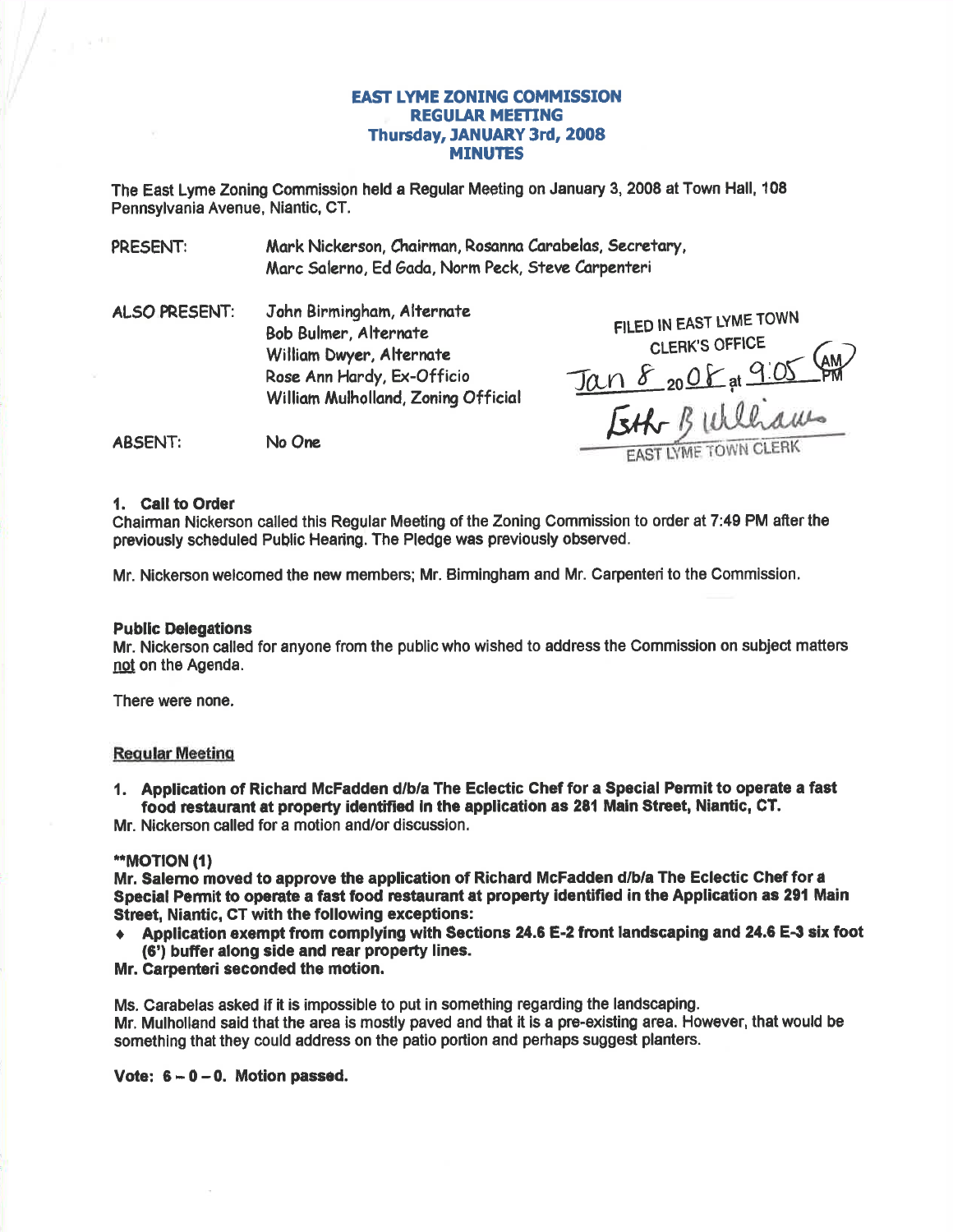# EAST LYME ZONING COMMISSION
## REGULAR MEETING
## Thursday, JANUARY 3rd, 2008
## MINUTES

The East Lyme Zoning Commission held a Regular Meeting on January 3, 2008 at Town Hall, 108 Pennsylvania Avenue, Niantic, CT.

PRESENT: Mark Nickerson, Chairman, Rosanna Carabelas, Secretary, Marc Salerno, Ed Gada, Norm Peck, Steve Carpenteri

ALSO PRESENT: John Birmingham, Alternate
Bob Bulmer, Alternate
William Dwyer, Alternate
Rose Ann Hardy, Ex-Officio
William Mulholland, Zoning Official

FILED IN EAST LYME TOWN CLERK'S OFFICE
Jan 8 2008 at 9:05 AM
Esther B Williams
EAST LYME TOWN CLERK

ABSENT: No One

**1. Call to Order**

Chairman Nickerson called this Regular Meeting of the Zoning Commission to order at 7:49 PM after the previously scheduled Public Hearing. The Pledge was previously observed.

Mr. Nickerson welcomed the new members; Mr. Birmingham and Mr. Carpenteri to the Commission.

**Public Delegations**

Mr. Nickerson called for anyone from the public who wished to address the Commission on subject matters not on the Agenda.

There were none.

**Regular Meeting**

**1. Application of Richard McFadden d/b/a The Eclectic Chef for a Special Permit to operate a fast food restaurant at property identified in the application as 281 Main Street, Niantic, CT.**

Mr. Nickerson called for a motion and/or discussion.

****MOTION (1)**

**Mr. Salerno moved to approve the application of Richard McFadden d/b/a The Eclectic Chef for a Special Permit to operate a fast food restaurant at property identified in the Application as 291 Main Street, Niantic, CT with the following exceptions:**

- **Application exempt from complying with Sections 24.6 E-2 front landscaping and 24.6 E-3 six foot (6') buffer along side and rear property lines.**

**Mr. Carpenteri seconded the motion.**

Ms. Carabelas asked if it is impossible to put in something regarding the landscaping.
Mr. Mulholland said that the area is mostly paved and that it is a pre-existing area. However, that would be something that they could address on the patio portion and perhaps suggest planters.

**Vote: 6 – 0 – 0. Motion passed.**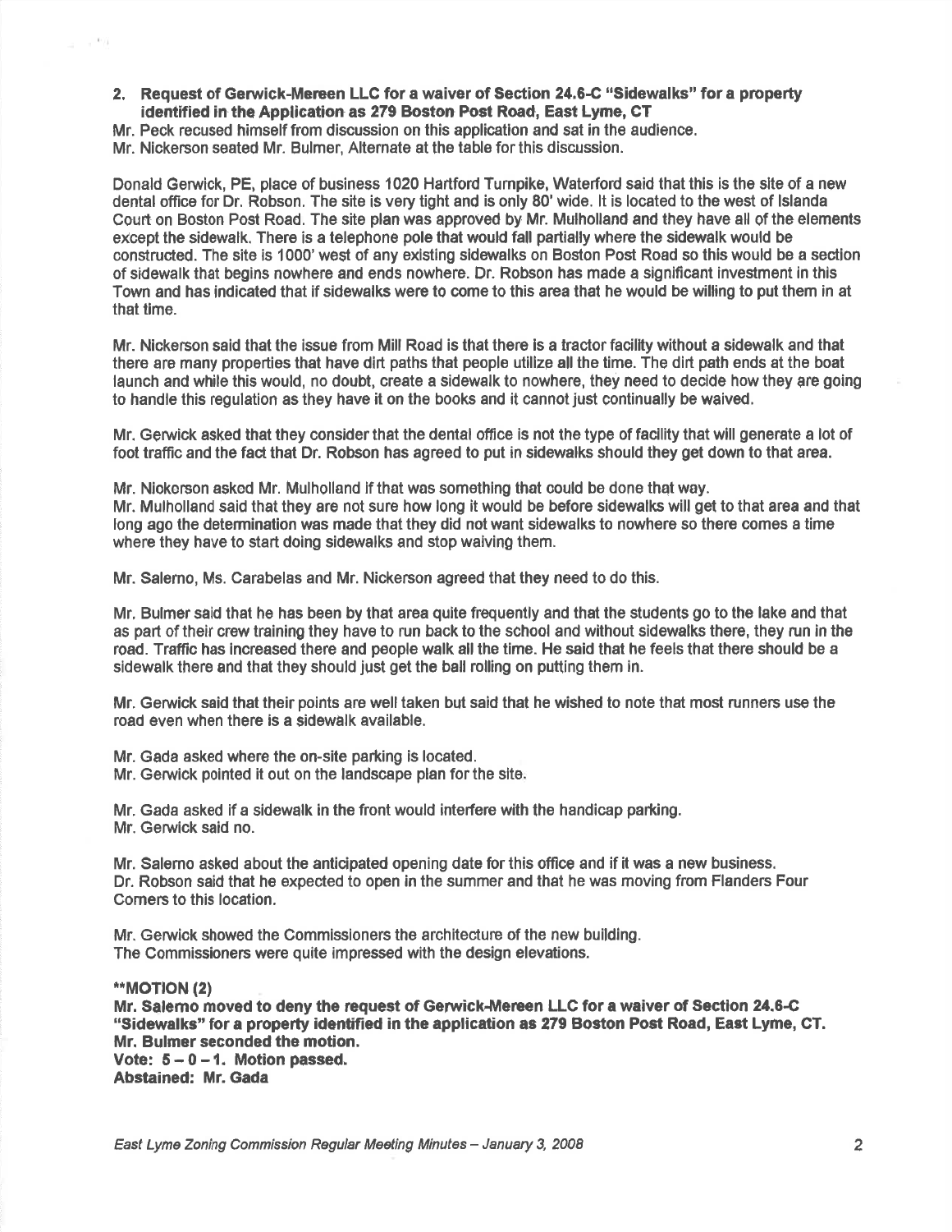**2. Request of Gerwick-Mereen LLC for a waiver of Section 24.6-C "Sidewalks" for a property identified in the Application as 279 Boston Post Road, East Lyme, CT**

Mr. Peck recused himself from discussion on this application and sat in the audience.
Mr. Nickerson seated Mr. Bulmer, Alternate at the table for this discussion.

Donald Gerwick, PE, place of business 1020 Hartford Turnpike, Waterford said that this is the site of a new dental office for Dr. Robson. The site is very tight and is only 80' wide. It is located to the west of Islanda Court on Boston Post Road. The site plan was approved by Mr. Mulholland and they have all of the elements except the sidewalk. There is a telephone pole that would fall partially where the sidewalk would be constructed. The site is 1000' west of any existing sidewalks on Boston Post Road so this would be a section of sidewalk that begins nowhere and ends nowhere. Dr. Robson has made a significant investment in this Town and has indicated that if sidewalks were to come to this area that he would be willing to put them in at that time.

Mr. Nickerson said that the issue from Mill Road is that there is a tractor facility without a sidewalk and that there are many properties that have dirt paths that people utilize all the time. The dirt path ends at the boat launch and while this would, no doubt, create a sidewalk to nowhere, they need to decide how they are going to handle this regulation as they have it on the books and it cannot just continually be waived.

Mr. Gerwick asked that they consider that the dental office is not the type of facility that will generate a lot of foot traffic and the fact that Dr. Robson has agreed to put in sidewalks should they get down to that area.

Mr. Nickerson asked Mr. Mulholland if that was something that could be done that way.
Mr. Mulholland said that they are not sure how long it would be before sidewalks will get to that area and that long ago the determination was made that they did not want sidewalks to nowhere so there comes a time where they have to start doing sidewalks and stop waiving them.

Mr. Salerno, Ms. Carabelas and Mr. Nickerson agreed that they need to do this.

Mr. Bulmer said that he has been by that area quite frequently and that the students go to the lake and that as part of their crew training they have to run back to the school and without sidewalks there, they run in the road. Traffic has increased there and people walk all the time. He said that he feels that there should be a sidewalk there and that they should just get the ball rolling on putting them in.

Mr. Gerwick said that their points are well taken but said that he wished to note that most runners use the road even when there is a sidewalk available.

Mr. Gada asked where the on-site parking is located.
Mr. Gerwick pointed it out on the landscape plan for the site.

Mr. Gada asked if a sidewalk in the front would interfere with the handicap parking.
Mr. Gerwick said no.

Mr. Salerno asked about the anticipated opening date for this office and if it was a new business.
Dr. Robson said that he expected to open in the summer and that he was moving from Flanders Four Corners to this location.

Mr. Gerwick showed the Commissioners the architecture of the new building.
The Commissioners were quite impressed with the design elevations.

****MOTION (2)**
**Mr. Salerno moved to deny the request of Gerwick-Mereen LLC for a waiver of Section 24.6-C "Sidewalks" for a property identified in the application as 279 Boston Post Road, East Lyme, CT.**
**Mr. Bulmer seconded the motion.**
**Vote: 5 – 0 – 1. Motion passed.**
**Abstained: Mr. Gada**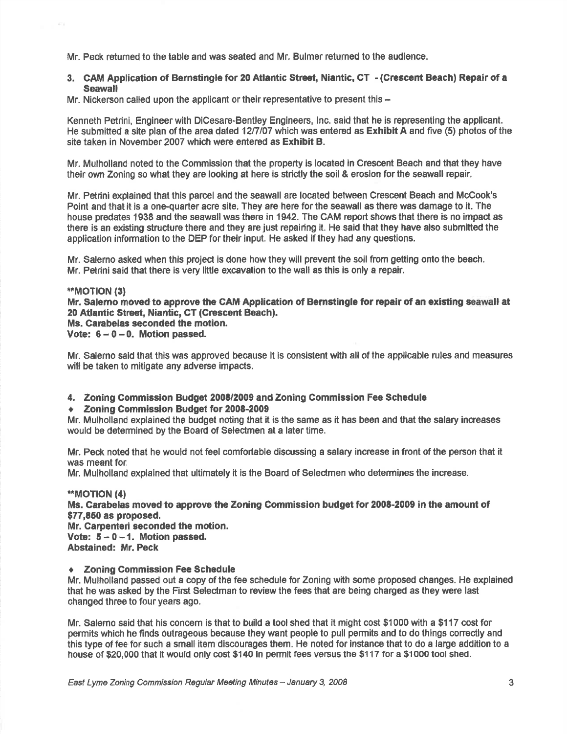Mr. Peck returned to the table and was seated and Mr. Bulmer returned to the audience.

**3. CAM Application of Bernstingle for 20 Atlantic Street, Niantic, CT - (Crescent Beach) Repair of a Seawall**

Mr. Nickerson called upon the applicant or their representative to present this –

Kenneth Petrini, Engineer with DiCesare-Bentley Engineers, Inc. said that he is representing the applicant. He submitted a site plan of the area dated 12/7/07 which was entered as **Exhibit A** and five (5) photos of the site taken in November 2007 which were entered as **Exhibit B.**

Mr. Mulholland noted to the Commission that the property is located in Crescent Beach and that they have their own Zoning so what they are looking at here is strictly the soil & erosion for the seawall repair.

Mr. Petrini explained that this parcel and the seawall are located between Crescent Beach and McCook's Point and that it is a one-quarter acre site. They are here for the seawall as there was damage to it. The house predates 1938 and the seawall was there in 1942. The CAM report shows that there is no impact as there is an existing structure there and they are just repairing it. He said that they have also submitted the application information to the DEP for their input. He asked if they had any questions.

Mr. Salerno asked when this project is done how they will prevent the soil from getting onto the beach. Mr. Petrini said that there is very little excavation to the wall as this is only a repair.

****MOTION (3)**
**Mr. Salerno moved to approve the CAM Application of Bernstingle for repair of an existing seawall at 20 Atlantic Street, Niantic, CT (Crescent Beach).**
**Ms. Carabelas seconded the motion.**
**Vote: 6 – 0 – 0. Motion passed.**

Mr. Salerno said that this was approved because it is consistent with all of the applicable rules and measures will be taken to mitigate any adverse impacts.

**4. Zoning Commission Budget 2008/2009 and Zoning Commission Fee Schedule**

- **Zoning Commission Budget for 2008-2009**

Mr. Mulholland explained the budget noting that it is the same as it has been and that the salary increases would be determined by the Board of Selectmen at a later time.

Mr. Peck noted that he would not feel comfortable discussing a salary increase in front of the person that it was meant for.
Mr. Mulholland explained that ultimately it is the Board of Selectmen who determines the increase.

****MOTION (4)**
**Ms. Carabelas moved to approve the Zoning Commission budget for 2008-2009 in the amount of $77,850 as proposed.**
**Mr. Carpenteri seconded the motion.**
**Vote: 5 – 0 – 1. Motion passed.**
**Abstained: Mr. Peck**

- **Zoning Commission Fee Schedule**

Mr. Mulholland passed out a copy of the fee schedule for Zoning with some proposed changes. He explained that he was asked by the First Selectman to review the fees that are being charged as they were last changed three to four years ago.

Mr. Salerno said that his concern is that to build a tool shed that it might cost $1000 with a $117 cost for permits which he finds outrageous because they want people to pull permits and to do things correctly and this type of fee for such a small item discourages them. He noted for instance that to do a large addition to a house of $20,000 that it would only cost $140 in permit fees versus the $117 for a $1000 tool shed.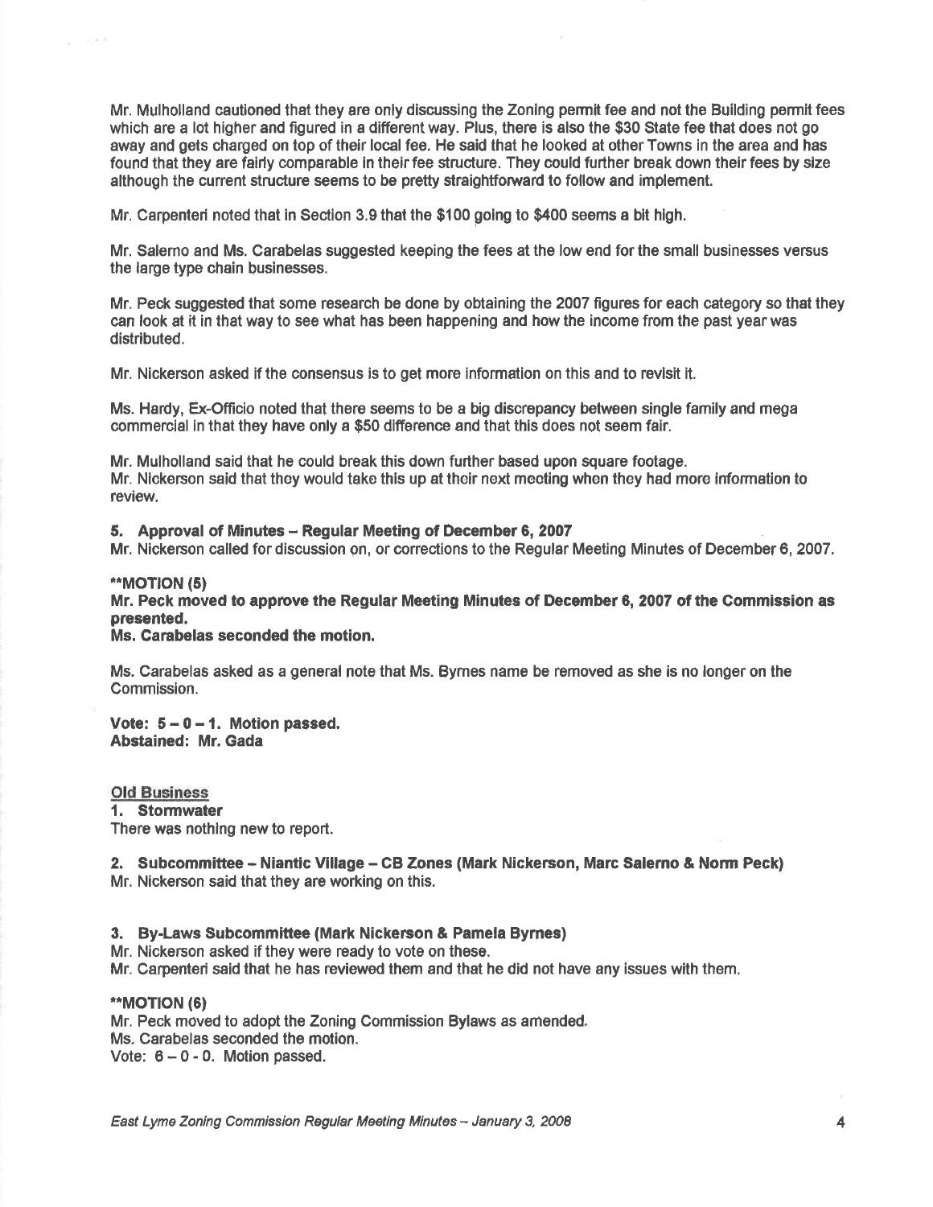Mr. Mulholland cautioned that they are only discussing the Zoning permit fee and not the Building permit fees which are a lot higher and figured in a different way. Plus, there is also the $30 State fee that does not go away and gets charged on top of their local fee. He said that he looked at other Towns in the area and has found that they are fairly comparable in their fee structure. They could further break down their fees by size although the current structure seems to be pretty straightforward to follow and implement.

Mr. Carpenteri noted that in Section 3.9 that the $100 going to $400 seems a bit high.

Mr. Salerno and Ms. Carabelas suggested keeping the fees at the low end for the small businesses versus the large type chain businesses.

Mr. Peck suggested that some research be done by obtaining the 2007 figures for each category so that they can look at it in that way to see what has been happening and how the income from the past year was distributed.

Mr. Nickerson asked if the consensus is to get more information on this and to revisit it.

Ms. Hardy, Ex-Officio noted that there seems to be a big discrepancy between single family and mega commercial in that they have only a $50 difference and that this does not seem fair.

Mr. Mulholland said that he could break this down further based upon square footage.
Mr. Nickerson said that they would take this up at their next meeting when they had more information to review.

**5. Approval of Minutes – Regular Meeting of December 6, 2007**
Mr. Nickerson called for discussion on, or corrections to the Regular Meeting Minutes of December 6, 2007.

****MOTION (5)**
**Mr. Peck moved to approve the Regular Meeting Minutes of December 6, 2007 of the Commission as presented.**
**Ms. Carabelas seconded the motion.**

Ms. Carabelas asked as a general note that Ms. Byrnes name be removed as she is no longer on the Commission.

**Vote: 5 – 0 – 1. Motion passed.**
**Abstained: Mr. Gada**

Old Business

**1. Stormwater**
There was nothing new to report.

**2. Subcommittee – Niantic Village – CB Zones (Mark Nickerson, Marc Salerno & Norm Peck)**
Mr. Nickerson said that they are working on this.

**3. By-Laws Subcommittee (Mark Nickerson & Pamela Byrnes)**
Mr. Nickerson asked if they were ready to vote on these.
Mr. Carpenteri said that he has reviewed them and that he did not have any issues with them.

****MOTION (6)**
Mr. Peck moved to adopt the Zoning Commission Bylaws as amended.
Ms. Carabelas seconded the motion.
Vote: 6 – 0 - 0. Motion passed.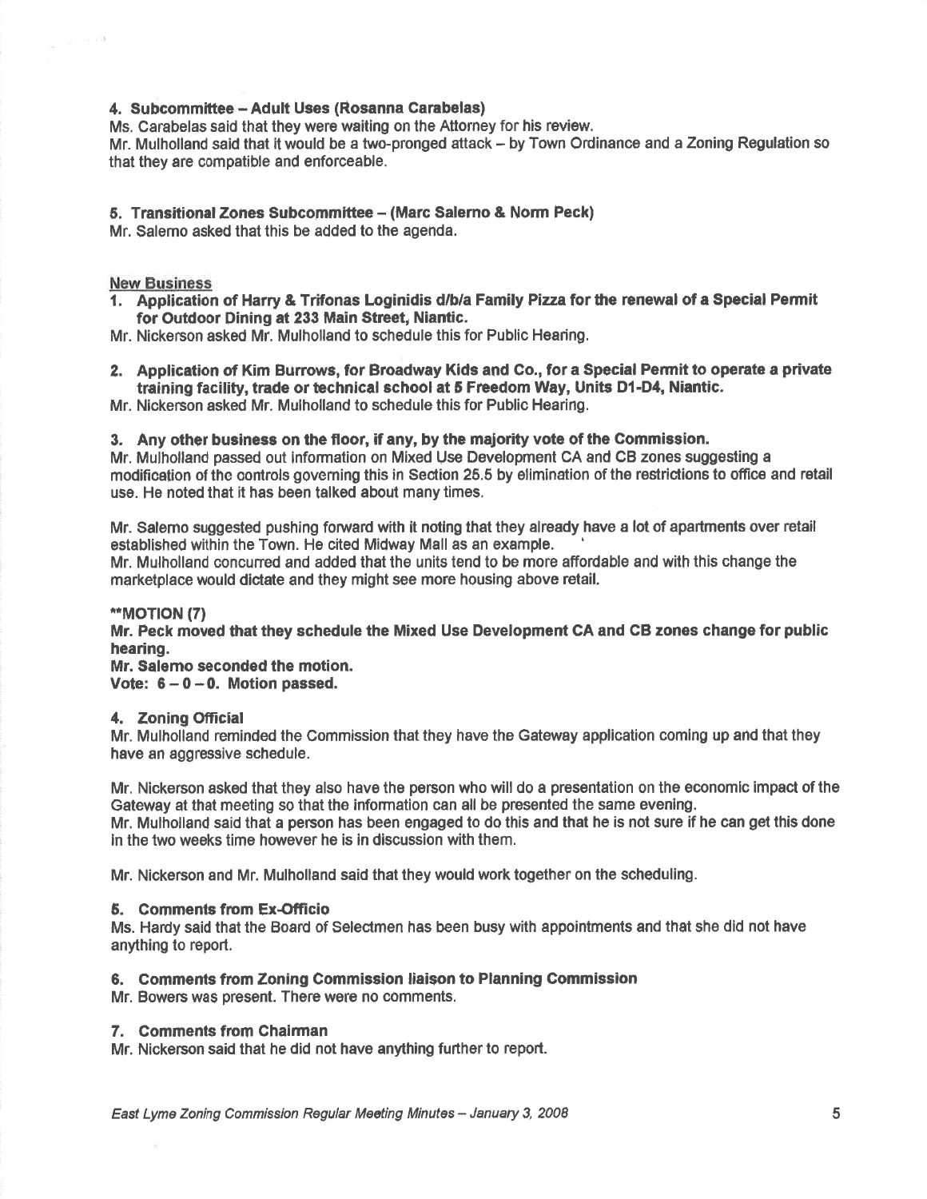**4. Subcommittee – Adult Uses (Rosanna Carabelas)**

Ms. Carabelas said that they were waiting on the Attorney for his review.

Mr. Mulholland said that it would be a two-pronged attack – by Town Ordinance and a Zoning Regulation so that they are compatible and enforceable.

**5. Transitional Zones Subcommittee – (Marc Salerno & Norm Peck)**

Mr. Salerno asked that this be added to the agenda.

New Business

1. **Application of Harry & Trifonas Loginidis d/b/a Family Pizza for the renewal of a Special Permit for Outdoor Dining at 233 Main Street, Niantic.**

Mr. Nickerson asked Mr. Mulholland to schedule this for Public Hearing.

2. **Application of Kim Burrows, for Broadway Kids and Co., for a Special Permit to operate a private training facility, trade or technical school at 5 Freedom Way, Units D1-D4, Niantic.**

Mr. Nickerson asked Mr. Mulholland to schedule this for Public Hearing.

3. **Any other business on the floor, if any, by the majority vote of the Commission.**

Mr. Mulholland passed out information on Mixed Use Development CA and CB zones suggesting a modification of the controls governing this in Section 25.5 by elimination of the restrictions to office and retail use. He noted that it has been talked about many times.

Mr. Salerno suggested pushing forward with it noting that they already have a lot of apartments over retail established within the Town. He cited Midway Mall as an example.

Mr. Mulholland concurred and added that the units tend to be more affordable and with this change the marketplace would dictate and they might see more housing above retail.

****MOTION (7)**

**Mr. Peck moved that they schedule the Mixed Use Development CA and CB zones change for public hearing.**

**Mr. Salerno seconded the motion.**

**Vote: 6 – 0 – 0. Motion passed.**

4. **Zoning Official**

Mr. Mulholland reminded the Commission that they have the Gateway application coming up and that they have an aggressive schedule.

Mr. Nickerson asked that they also have the person who will do a presentation on the economic impact of the Gateway at that meeting so that the information can all be presented the same evening.

Mr. Mulholland said that a person has been engaged to do this and that he is not sure if he can get this done in the two weeks time however he is in discussion with them.

Mr. Nickerson and Mr. Mulholland said that they would work together on the scheduling.

5. **Comments from Ex-Officio**

Ms. Hardy said that the Board of Selectmen has been busy with appointments and that she did not have anything to report.

6. **Comments from Zoning Commission liaison to Planning Commission**

Mr. Bowers was present. There were no comments.

7. **Comments from Chairman**

Mr. Nickerson said that he did not have anything further to report.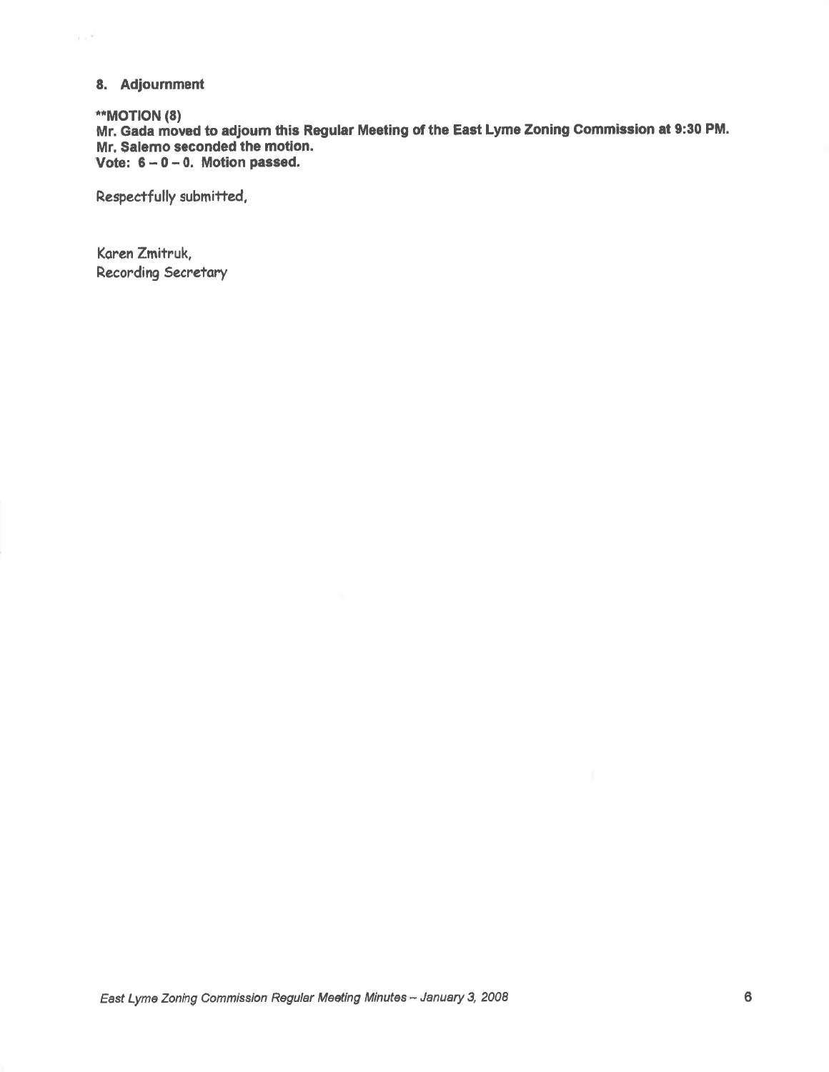## 8. Adjournment

**\*\*MOTION (8)**
**Mr. Gada moved to adjourn this Regular Meeting of the East Lyme Zoning Commission at 9:30 PM.**
**Mr. Salerno seconded the motion.**
**Vote: 6 – 0 – 0. Motion passed.**

Respectfully submitted,

Karen Zmitruk,
Recording Secretary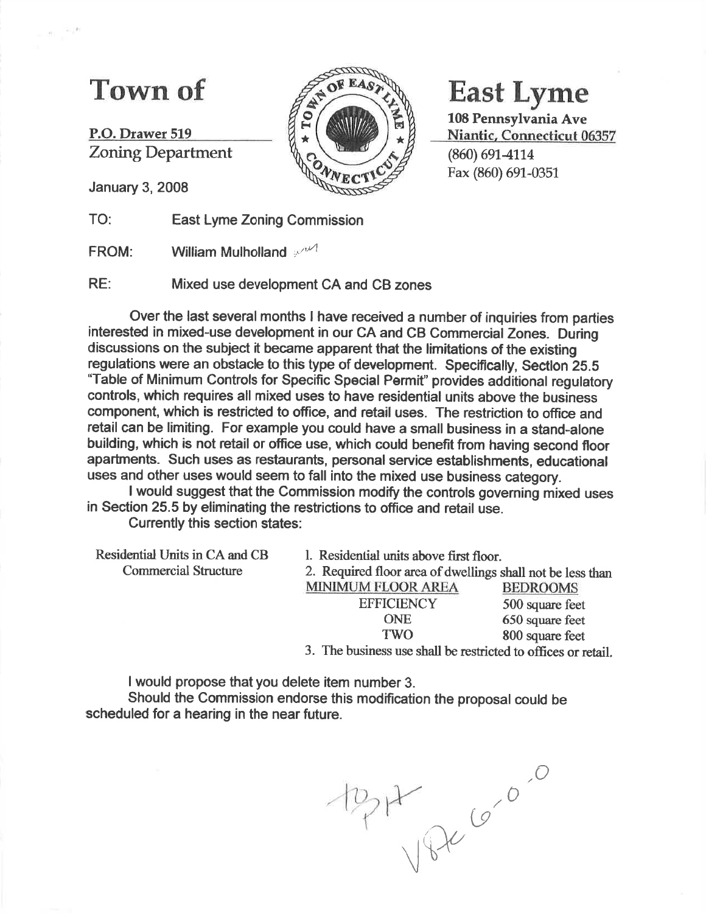# Town of East Lyme

P.O. Drawer 519
Zoning Department

108 Pennsylvania Ave
Niantic, Connecticut 06357
(860) 691-4114
Fax (860) 691-0351

January 3, 2008

TO: East Lyme Zoning Commission

FROM: William Mulholland

RE: Mixed use development CA and CB zones

Over the last several months I have received a number of inquiries from parties interested in mixed-use development in our CA and CB Commercial Zones. During discussions on the subject it became apparent that the limitations of the existing regulations were an obstacle to this type of development. Specifically, Section 25.5 "Table of Minimum Controls for Specific Special Permit" provides additional regulatory controls, which requires all mixed uses to have residential units above the business component, which is restricted to office, and retail uses. The restriction to office and retail can be limiting. For example you could have a small business in a stand-alone building, which is not retail or office use, which could benefit from having second floor apartments. Such uses as restaurants, personal service establishments, educational uses and other uses would seem to fall into the mixed use business category.

I would suggest that the Commission modify the controls governing mixed uses in Section 25.5 by eliminating the restrictions to office and retail use.

Currently this section states:

Residential Units in CA and CB Commercial Structure

1. Residential units above first floor.
2. Required floor area of dwellings shall not be less than

| MINIMUM FLOOR AREA | BEDROOMS |
|---|---|
| EFFICIENCY | 500 square feet |
| ONE | 650 square feet |
| TWO | 800 square feet |

3. The business use shall be restricted to offices or retail.

I would propose that you delete item number 3.

Should the Commission endorse this modification the proposal could be scheduled for a hearing in the near future.

PH
Vote 6-0-0